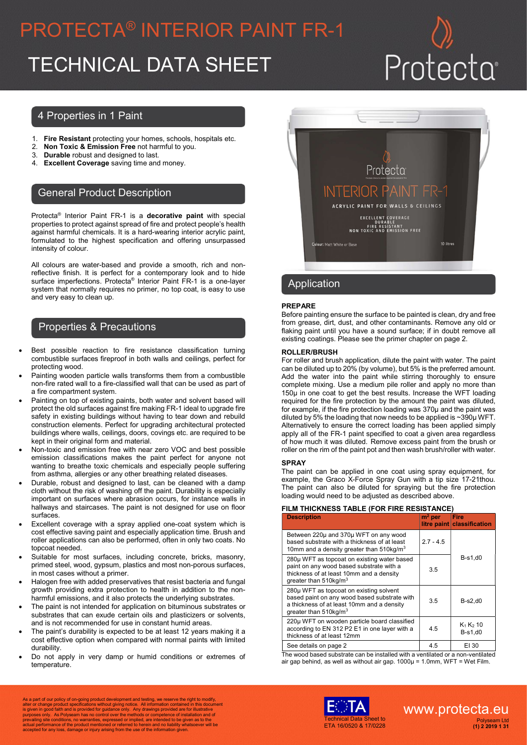# PROTECTA® INTERIOR PAINT FR-1

# TECHNICAL DATA SHEET

## 4 Properties in 1 Paint

1. **Fire Resistant** protecting your homes, schools, hospitals etc.
2. **Non Toxic & Emission Free** not harmful to you.
3. **Durable** robust and designed to last.
4. **Excellent Coverage** saving time and money.

## General Product Description

Protecta® Interior Paint FR-1 is a **decorative paint** with special properties to protect against spread of fire and protect people's health against harmful chemicals. It is a hard-wearing interior acrylic paint, formulated to the highest specification and offering unsurpassed intensity of colour.

All colours are water-based and provide a smooth, rich and non-reflective finish. It is perfect for a contemporary look and to hide surface imperfections. Protecta® Interior Paint FR-1 is a one-layer system that normally requires no primer, no top coat, is easy to use and very easy to clean up.

## Properties & Precautions

- Best possible reaction to fire resistance classification turning combustible surfaces fireproof in both walls and ceilings, perfect for protecting wood.
- Painting wooden particle walls transforms them from a combustible non-fire rated wall to a fire-classified wall that can be used as part of a fire compartment system.
- Painting on top of existing paints, both water and solvent based will protect the old surfaces against fire making FR-1 ideal to upgrade fire safety in existing buildings without having to tear down and rebuild construction elements. Perfect for upgrading architectural protected buildings where walls, ceilings, doors, covings etc. are required to be kept in their original form and material.
- Non-toxic and emission free with near zero VOC and best possible emission classifications makes the paint perfect for anyone not wanting to breathe toxic chemicals and especially people suffering from asthma, allergies or any other breathing related diseases.
- Durable, robust and designed to last, can be cleaned with a damp cloth without the risk of washing off the paint. Durability is especially important on surfaces where abrasion occurs, for instance walls in hallways and staircases. The paint is not designed for use on floor surfaces.
- Excellent coverage with a spray applied one-coat system which is cost effective saving paint and especially application time. Brush and roller applications can also be performed, often in only two coats. No topcoat needed.
- Suitable for most surfaces, including concrete, bricks, masonry, primed steel, wood, gypsum, plastics and most non-porous surfaces, in most cases without a primer.
- Halogen free with added preservatives that resist bacteria and fungal growth providing extra protection to health in addition to the non-harmful emissions, and it also protects the underlying substrates.
- The paint is not intended for application on bituminous substrates or substrates that can exude certain oils and plasticizers or solvents, and is not recommended for use in constant humid areas.
- The paint's durability is expected to be at least 12 years making it a cost effective option when compared with normal paints with limited durability.
- Do not apply in very damp or humid conditions or extremes of temperature.

## Application

**PREPARE**

Before painting ensure the surface to be painted is clean, dry and free from grease, dirt, dust, and other contaminants. Remove any old or flaking paint until you have a sound surface; if in doubt remove all existing coatings. Please see the primer chapter on page 2.

**ROLLER/BRUSH**

For roller and brush application, dilute the paint with water. The paint can be diluted up to 20% (by volume), but 5% is the preferred amount. Add the water into the paint while stirring thoroughly to ensure complete mixing. Use a medium pile roller and apply no more than 150µ in one coat to get the best results. Increase the WFT loading required for the fire protection by the amount the paint was diluted, for example, if the fire protection loading was 370µ and the paint was diluted by 5% the loading that now needs to be applied is ~390µ WFT. Alternatively to ensure the correct loading has been applied simply apply all of the FR-1 paint specified to coat a given area regardless of how much it was diluted. Remove excess paint from the brush or roller on the rim of the paint pot and then wash brush/roller with water.

**SPRAY**

The paint can be applied in one coat using spray equipment, for example, the Graco X-Force Spray Gun with a tip size 17-21thou. The paint can also be diluted for spraying but the fire protection loading would need to be adjusted as described above.

**FILM THICKNESS TABLE (FOR FIRE RESISTANCE)**

| Description | $m^2$ per litre paint | Fire classification |
|---|---|---|
| Between 220µ and 370µ WFT on any wood based substrate with a thickness of at least 10mm and a density greater than 510kg/$m^3$ | 2.7 - 4.5 | B-s1,d0 |
| 280µ WFT as topcoat on existing water based paint on any wood based substrate with a thickness of at least 10mm and a density greater than 510kg/$m^3$ | 3.5 | B-s1,d0 |
| 280µ WFT as topcoat on existing solvent based paint on any wood based substrate with a thickness of at least 10mm and a density greater than 510kg/$m^3$ | 3.5 | B-s2,d0 |
| 220µ WFT on wooden particle board classified according to EN 312 P2 E1 in one layer with a thickness of at least 12mm | 4.5 | $K_1$ $K_2$ 10 B-s1,d0 |
| See details on page 2 | 4.5 | EI 30 |

The wood based substrate can be installed with a ventilated or a non-ventilated air gap behind, as well as without air gap. 1000µ = 1.0mm, WFT = Wet Film.

As a part of our policy of on-going product development and testing, we reserve the right to modify, alter or change product specifications without giving notice. All information contained in this document is given in good faith and is provided for guidance only. Any drawings provided are for illustrative purposes only. As Polyseam has no control over the methods or competence of installation and of prevailing site conditions, no warranties, expressed or implied, are intended to be given as to the actual performance of the product mentioned or referred to herein and no liability whatsoever will be accepted for any loss, damage or injury arising from the use of the information given.

Technical Data Sheet to ETA 16/0520 & 17/0228

www.protecta.eu

Polyseam Ltd (1) 2 2019 1 31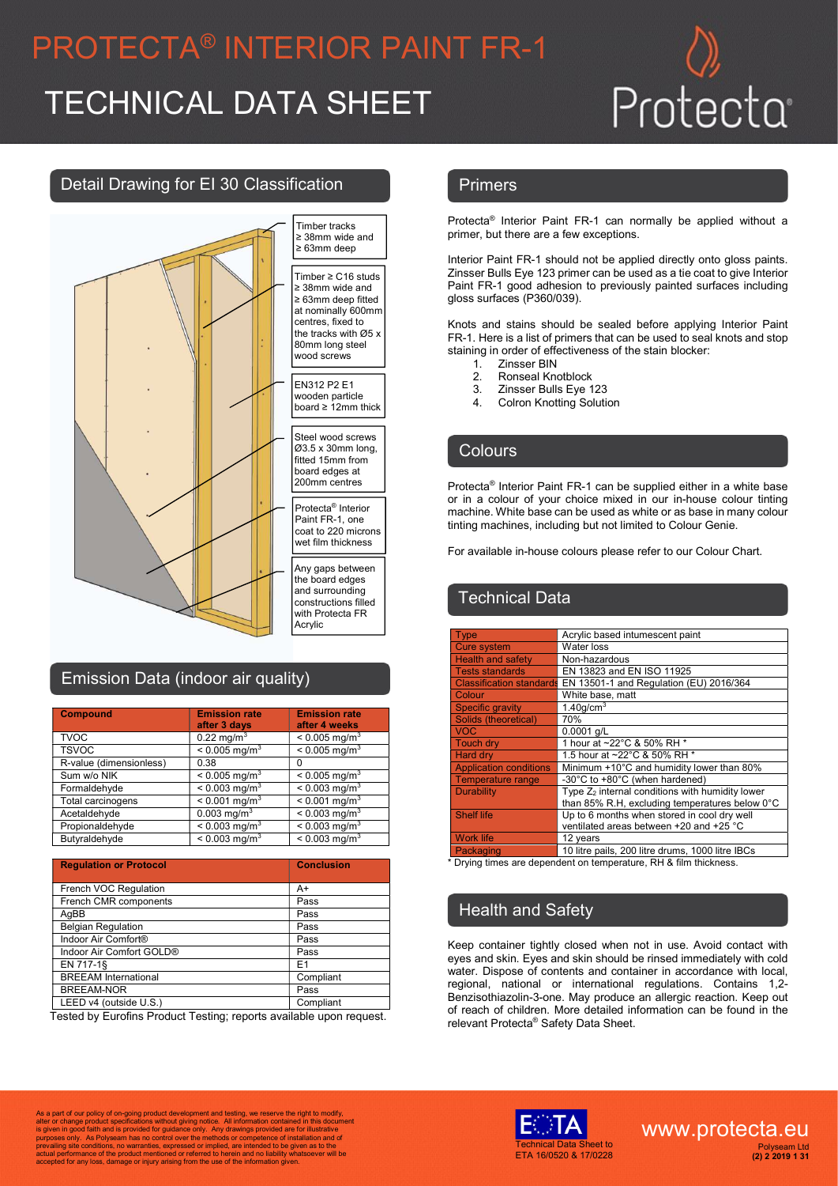# PROTECTA® INTERIOR PAINT FR-1

# TECHNICAL DATA SHEET

## Detail Drawing for EI 30 Classification

Timber tracks ≥ 38mm wide and ≥ 63mm deep

Timber ≥ C16 studs ≥ 38mm wide and ≥ 63mm deep fitted at nominally 600mm centres, fixed to the tracks with Ø5 x 80mm long steel wood screws

EN312 P2 E1 wooden particle board ≥ 12mm thick

Steel wood screws Ø3.5 x 30mm long, fitted 15mm from board edges at 200mm centres

Protecta® Interior Paint FR-1, one coat to 220 microns wet film thickness

Any gaps between the board edges and surrounding constructions filled with Protecta FR Acrylic

## Emission Data (indoor air quality)

| Compound | Emission rate after 3 days | Emission rate after 4 weeks |
|---|---|---|
| TVOC | 0.22 mg/m$^3$ | < 0.005 mg/m$^3$ |
| TSVOC | < 0.005 mg/m$^3$ | < 0.005 mg/m$^3$ |
| R-value (dimensionless) | 0.38 | 0 |
| Sum w/o NIK | < 0.005 mg/m$^3$ | < 0.005 mg/m$^3$ |
| Formaldehyde | < 0.003 mg/m$^3$ | < 0.003 mg/m$^3$ |
| Total carcinogens | < 0.001 mg/m$^3$ | < 0.001 mg/m$^3$ |
| Acetaldehyde | 0.003 mg/m$^3$ | < 0.003 mg/m$^3$ |
| Propionaldehyde | < 0.003 mg/m$^3$ | < 0.003 mg/m$^3$ |
| Butyraldehyde | < 0.003 mg/m$^3$ | < 0.003 mg/m$^3$ |

| Regulation or Protocol | Conclusion |
|---|---|
| French VOC Regulation | A+ |
| French CMR components | Pass |
| AgBB | Pass |
| Belgian Regulation | Pass |
| Indoor Air Comfort® | Pass |
| Indoor Air Comfort GOLD® | Pass |
| EN 717-1§ | E1 |
| BREEAM International | Compliant |
| BREEAM-NOR | Pass |
| LEED v4 (outside U.S.) | Compliant |

Tested by Eurofins Product Testing; reports available upon request.

## Primers

Protecta® Interior Paint FR-1 can normally be applied without a primer, but there are a few exceptions.

Interior Paint FR-1 should not be applied directly onto gloss paints. Zinsser Bulls Eye 123 primer can be used as a tie coat to give Interior Paint FR-1 good adhesion to previously painted surfaces including gloss surfaces (P360/039).

Knots and stains should be sealed before applying Interior Paint FR-1. Here is a list of primers that can be used to seal knots and stop staining in order of effectiveness of the stain blocker:

1. Zinsser BIN
2. Ronseal Knotblock
3. Zinsser Bulls Eye 123
4. Colron Knotting Solution

## Colours

Protecta® Interior Paint FR-1 can be supplied either in a white base or in a colour of your choice mixed in our in-house colour tinting machine. White base can be used as white or as base in many colour tinting machines, including but not limited to Colour Genie.

For available in-house colours please refer to our Colour Chart.

## Technical Data

| | |
|---|---|
| Type | Acrylic based intumescent paint |
| Cure system | Water loss |
| Health and safety | Non-hazardous |
| Tests standards | EN 13823 and EN ISO 11925 |
| Classification standards | EN 13501-1 and Regulation (EU) 2016/364 |
| Colour | White base, matt |
| Specific gravity | 1.40g/cm$^3$ |
| Solids (theoretical) | 70% |
| VOC | 0.0001 g/L |
| Touch dry | 1 hour at ~22°C & 50% RH * |
| Hard dry | 1.5 hour at ~22°C & 50% RH * |
| Application conditions | Minimum +10°C and humidity lower than 80% |
| Temperature range | -30°C to +80°C (when hardened) |
| Durability | Type $Z_2$ internal conditions with humidity lower than 85% R.H, excluding temperatures below 0°C |
| Shelf life | Up to 6 months when stored in cool dry well ventilated areas between +20 and +25 °C |
| Work life | 12 years |
| Packaging | 10 litre pails, 200 litre drums, 1000 litre IBCs |

\* Drying times are dependent on temperature, RH & film thickness.

## Health and Safety

Keep container tightly closed when not in use. Avoid contact with eyes and skin. Eyes and skin should be rinsed immediately with cold water. Dispose of contents and container in accordance with local, regional, national or international regulations. Contains 1,2-Benzisothiazolin-3-one. May produce an allergic reaction. Keep out of reach of children. More detailed information can be found in the relevant Protecta® Safety Data Sheet.

As a part of our policy of on-going product development and testing, we reserve the right to modify, alter or change product specifications without giving notice. All information contained in this document is given in good faith and is provided for guidance only. Any drawings provided are for illustrative purposes only. As Polyseam has no control over the methods or competence of installation and of prevailing site conditions, no warranties, expressed or implied, are intended to be given as to the actual performance of the product mentioned or referred to herein and no liability whatsoever will be accepted for any loss, damage or injury arising from the use of the information given.

Technical Data Sheet to ETA 16/0520 & 17/0228

www.protecta.eu

Polyseam Ltd
(2) 2 2019 1 31